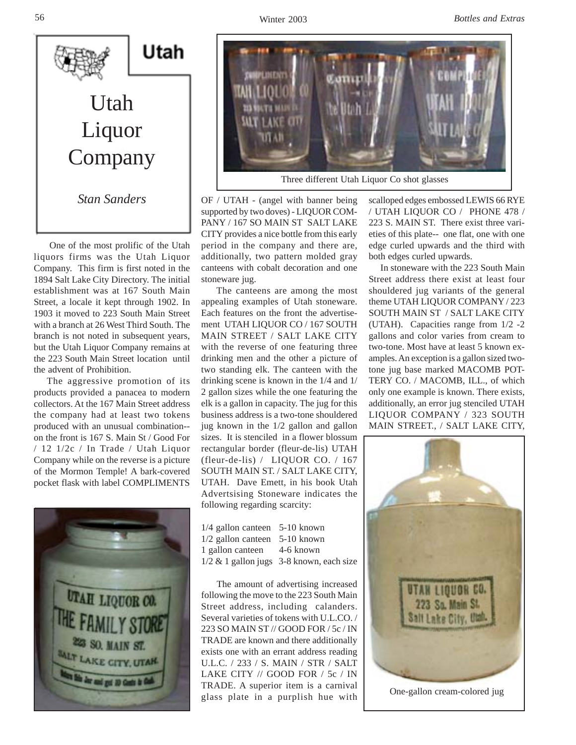# Utah Liquor Company

*Stan Sanders*

One of the most prolific of the Utah liquors firms was the Utah Liquor Company. This firm is first noted in the 1894 Salt Lake City Directory. The initial establishment was at 167 South Main Street, a locale it kept through 1902. In 1903 it moved to 223 South Main Street with a branch at 26 West Third South. The branch is not noted in subsequent years, but the Utah Liquor Company remains at the 223 South Main Street location until the advent of Prohibition.

The aggressive promotion of its products provided a panacea to modern collectors. At the 167 Main Street address the company had at least two tokens produced with an unusual combination--on the front is 167 S. Main St / Good For / 12 1/2c / In Trade / Utah Liquor Company while on the reverse is a picture of the Mormon Temple! A bark-covered pocket flask with label COMPLIMENTS OF / UTAH - (angel with banner being supported by two doves) - LIQUOR COMPANY / 167 SO MAIN ST SALT LAKE CITY provides a nice bottle from this early period in the company and there are, additionally, two pattern molded gray canteens with cobalt decoration and one stoneware jug.

The canteens are among the most appealing examples of Utah stoneware. Each features on the front the advertisement UTAH LIQUOR CO / 167 SOUTH MAIN STREET / SALT LAKE CITY with the reverse of one featuring three drinking men and the other a picture of two standing elk. The canteen with the drinking scene is known in the 1/4 and 1/2 gallon sizes while the one featuring the elk is a gallon in capacity. The jug for this business address is a two-tone shouldered jug known in the 1/2 gallon and gallon sizes. It is stenciled in a flower blossum rectangular border (fleur-de-lis) UTAH (fleur-de-lis) / LIQUOR CO. / 167 SOUTH MAIN ST. / SALT LAKE CITY, UTAH. Dave Emett, in his book Utah Advertsising Stoneware indicates the following regarding scarcity:

| | |
|---|---|
| 1/4 gallon canteen | 5-10 known |
| 1/2 gallon canteen | 5-10 known |
| 1 gallon canteen | 4-6 known |
| 1/2 & 1 gallon jugs | 3-8 known, each size |

The amount of advertising increased following the move to the 223 South Main Street address, including calanders. Several varieties of tokens with U.L.CO. / 223 SO MAIN ST // GOOD FOR / 5c / IN TRADE are known and there additionally exists one with an errant address reading U.L.C. / 233 / S. MAIN / STR / SALT LAKE CITY // GOOD FOR / 5c / IN TRADE. A superior item is a carnival glass plate in a purplish hue with scalloped edges embossed LEWIS 66 RYE / UTAH LIQUOR CO / PHONE 478 / 223 S. MAIN ST. There exist three varieties of this plate-- one flat, one with one edge curled upwards and the third with both edges curled upwards.

In stoneware with the 223 South Main Street address there exist at least four shouldered jug variants of the general theme UTAH LIQUOR COMPANY / 223 SOUTH MAIN ST / SALT LAKE CITY (UTAH). Capacities range from 1/2 -2 gallons and color varies from cream to two-tone. Most have at least 5 known examples. An exception is a gallon sized two-tone jug base marked MACOMB POTTERY CO. / MACOMB, ILL., of which only one example is known. There exists, additionally, an error jug stenciled UTAH LIQUOR COMPANY / 323 SOUTH MAIN STREET., / SALT LAKE CITY,

Three different Utah Liquor Co shot glasses

One-gallon cream-colored jug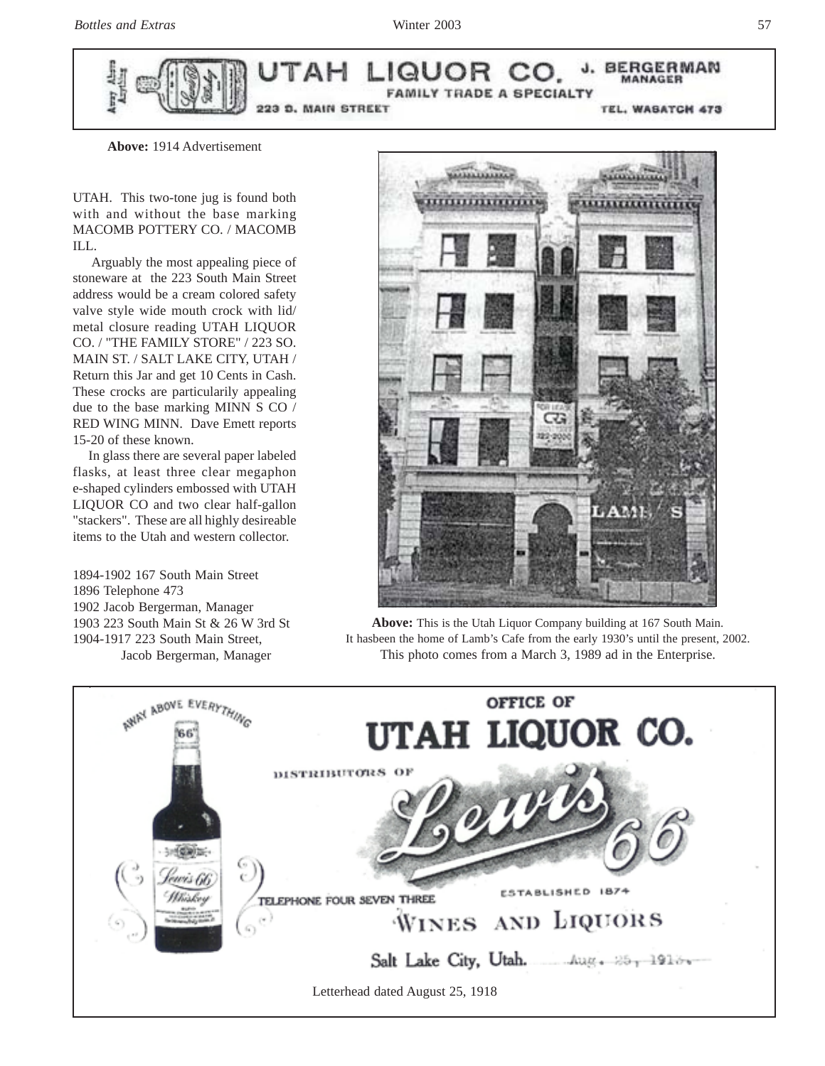UTAH LIQUOR CO. J. BERGERMAN MANAGER
FAMILY TRADE A SPECIALTY
223 S. MAIN STREET TEL. WASATCH 473

**Above:** 1914 Advertisement

UTAH. This two-tone jug is found both with and without the base marking MACOMB POTTERY CO. / MACOMB ILL.

Arguably the most appealing piece of stoneware at the 223 South Main Street address would be a cream colored safety valve style wide mouth crock with lid/ metal closure reading UTAH LIQUOR CO. / "THE FAMILY STORE" / 223 SO. MAIN ST. / SALT LAKE CITY, UTAH / Return this Jar and get 10 Cents in Cash. These crocks are particularially appealing due to the base marking MINN S CO / RED WING MINN. Dave Emett reports 15-20 of these known.

In glass there are several paper labeled flasks, at least three clear megaphon e-shaped cylinders embossed with UTAH LIQUOR CO and two clear half-gallon "stackers". These are all highly desireable items to the Utah and western collector.

1894-1902 167 South Main Street
1896 Telephone 473
1902 Jacob Bergerman, Manager
1903 223 South Main St & 26 W 3rd St
1904-1917 223 South Main Street,
Jacob Bergerman, Manager

**Above:** This is the Utah Liquor Company building at 167 South Main. It hasbeen the home of Lamb's Cafe from the early 1930's until the present, 2002. This photo comes from a March 3, 1989 ad in the Enterprise.

AWAY ABOVE EVERYTHING

OFFICE OF
UTAH LIQUOR CO.
DISTRIBUTORS OF
Lewis 66
TELEPHONE FOUR SEVEN THREE
ESTABLISHED 1874
WINES AND LIQUORS
Salt Lake City, Utah. Aug. 25, 1918

Letterhead dated August 25, 1918